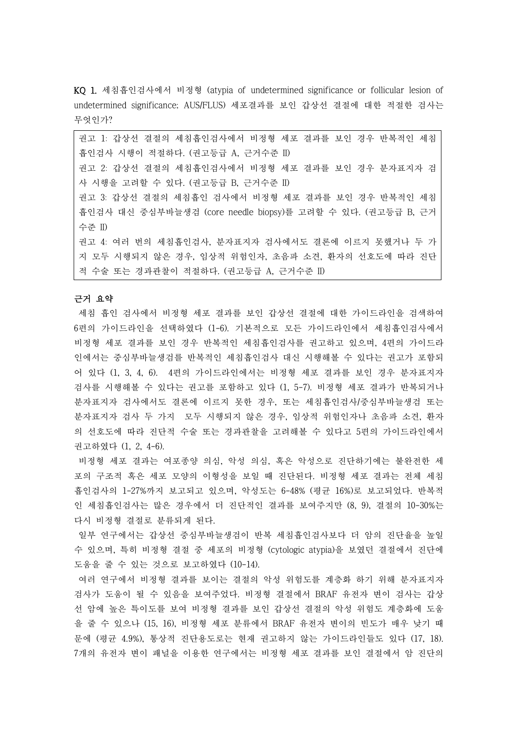**KQ 1.** 세침흡인검사에서 비정형 (atypia of undetermined significance or follicular lesion of undetermined significance; AUS/FLUS) 세포결과를 보인 갑상선 결절에 대한 적절한 검사는 무엇인가?

> 권고 1: 갑상선 결절의 세침흡인검사에서 비정형 세포 결과를 보인 경우 반복적인 세침흡인검사 시행이 적절하다. (권고등급 A, 근거수준 II)
> 권고 2: 갑상선 결절의 세침흡인검사에서 비정형 세포 결과를 보인 경우 분자표지자 검사 시행을 고려할 수 있다. (권고등급 B, 근거수준 II)
> 권고 3: 갑상선 결절의 세침흡인 검사에서 비정형 세포 결과를 보인 경우 반복적인 세침흡인검사 대신 중심부바늘생검 (core needle biopsy)를 고려할 수 있다. (권고등급 B, 근거수준 II)
> 권고 4: 여러 번의 세침흡인검사, 분자표지자 검사에서도 결론에 이르지 못했거나 두 가지 모두 시행되지 않은 경우, 임상적 위험인자, 초음파 소견, 환자의 선호도에 따라 진단적 수술 또는 경과관찰이 적절하다. (권고등급 A, 근거수준 II)

**근거 요약**

세침 흡인 검사에서 비정형 세포 결과를 보인 갑상선 결절에 대한 가이드라인을 검색하여 6편의 가이드라인을 선택하였다 (1-6). 기본적으로 모든 가이드라인에서 세침흡인검사에서 비정형 세포 결과를 보인 경우 반복적인 세침흡인검사를 권고하고 있으며, 4편의 가이드라인에서는 중심부바늘생검를 반복적인 세침흡인검사 대신 시행해볼 수 있다는 권고가 포함되어 있다 (1, 3, 4, 6). 4편의 가이드라인에서는 비정형 세포 결과를 보인 경우 분자표지자 검사를 시행해볼 수 있다는 권고를 포함하고 있다 (1, 5-7). 비정형 세포 결과가 반복되거나 분자표지자 검사에서도 결론에 이르지 못한 경우, 또는 세침흡인검사/중심부바늘생검 또는 분자표지자 검사 두 가지 모두 시행되지 않은 경우, 임상적 위험인자나 초음파 소견, 환자의 선호도에 따라 진단적 수술 또는 경과관찰을 고려해볼 수 있다고 5편의 가이드라인에서 권고하였다 (1, 2, 4-6).

비정형 세포 결과는 여포종양 의심, 악성 의심, 혹은 악성으로 진단하기에는 불완전한 세포의 구조적 혹은 세포 모양의 이형성을 보일 때 진단된다. 비정형 세포 결과는 전체 세침흡인검사의 1-27%까지 보고되고 있으며, 악성도는 6-48% (평균 16%)로 보고되었다. 반복적인 세침흡인검사는 많은 경우에서 더 진단적인 결과를 보여주지만 (8, 9), 결절의 10-30%는 다시 비정형 결절로 분류되게 된다.

일부 연구에서는 갑상선 중심부바늘생검이 반복 세침흡인검사보다 더 암의 진단율을 높일 수 있으며, 특히 비정형 결절 중 세포의 비정형 (cytologic atypia)을 보였던 결절에서 진단에 도움을 줄 수 있는 것으로 보고하였다 (10-14).

여러 연구에서 비정형 결과를 보이는 결절의 악성 위험도를 계층화 하기 위해 분자표지자 검사가 도움이 될 수 있음을 보여주었다. 비정형 결절에서 BRAF 유전자 변이 검사는 갑상선 암에 높은 특이도를 보여 비정형 결과를 보인 갑상선 결절의 악성 위험도 계층화에 도움을 줄 수 있으나 (15, 16), 비정형 세포 분류에서 BRAF 유전자 변이의 빈도가 매우 낮기 때문에 (평균 4.9%), 통상적 진단용도로는 현재 권고하지 않는 가이드라인들도 있다 (17, 18). 7개의 유전자 변이 패널을 이용한 연구에서는 비정형 세포 결과를 보인 결절에서 암 진단의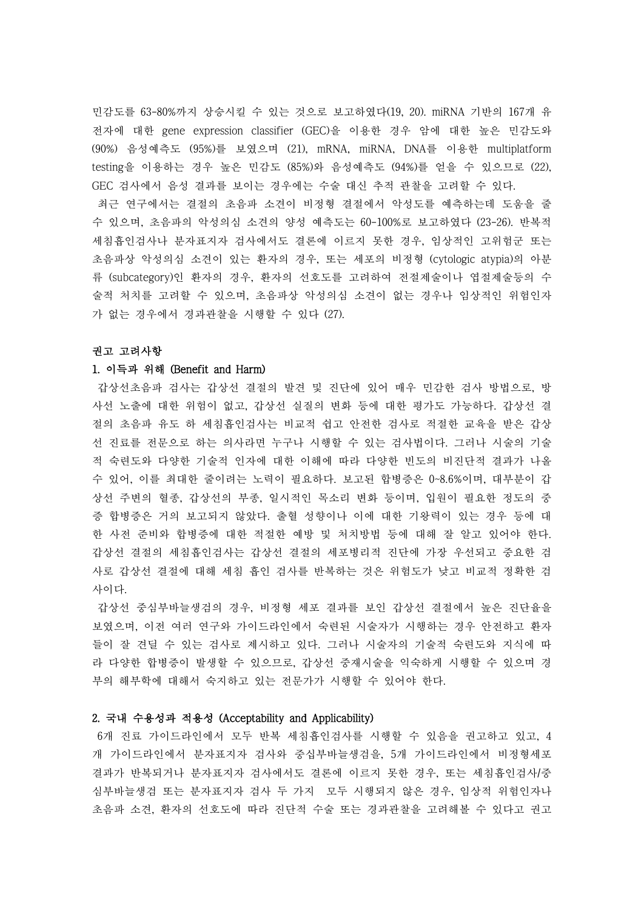민감도를 63-80%까지 상승시킬 수 있는 것으로 보고하였다(19, 20). miRNA 기반의 167개 유전자에 대한 gene expression classifier (GEC)을 이용한 경우 암에 대한 높은 민감도와 (90%) 음성예측도 (95%)를 보였으며 (21), mRNA, miRNA, DNA를 이용한 multiplatform testing을 이용하는 경우 높은 민감도 (85%)와 음성예측도 (94%)를 얻을 수 있으므로 (22), GEC 검사에서 음성 결과를 보이는 경우에는 수술 대신 추적 관찰을 고려할 수 있다.

최근 연구에서는 결절의 초음파 소견이 비정형 결절에서 악성도를 예측하는데 도움을 줄 수 있으며, 초음파의 악성의심 소견의 양성 예측도는 60-100%로 보고하였다 (23-26). 반복적 세침흡인검사나 분자표지자 검사에서도 결론에 이르지 못한 경우, 임상적인 고위험군 또는 초음파상 악성의심 소견이 있는 환자의 경우, 또는 세포의 비정형 (cytologic atypia)의 아분류 (subcategory)인 환자의 경우, 환자의 선호도를 고려하여 전절제술이나 엽절제술등의 수술적 처치를 고려할 수 있으며, 초음파상 악성의심 소견이 없는 경우나 임상적인 위험인자가 없는 경우에서 경과관찰을 시행할 수 있다 (27).

### 권고 고려사항

#### 1. 이득과 위해 (Benefit and Harm)

갑상선초음파 검사는 갑상선 결절의 발견 및 진단에 있어 매우 민감한 검사 방법으로, 방사선 노출에 대한 위험이 없고, 갑상선 실질의 변화 등에 대한 평가도 가능하다. 갑상선 결절의 초음파 유도 하 세침흡인검사는 비교적 쉽고 안전한 검사로 적절한 교육을 받은 갑상선 진료를 전문으로 하는 의사라면 누구나 시행할 수 있는 검사법이다. 그러나 시술의 기술적 숙련도와 다양한 기술적 인자에 대한 이해에 따라 다양한 빈도의 비진단적 결과가 나올 수 있어, 이를 최대한 줄이려는 노력이 필요하다. 보고된 합병증은 0~8.6%이며, 대부분이 갑상선 주변의 혈종, 갑상선의 부종, 일시적인 목소리 변화 등이며, 입원이 필요한 정도의 중증 합병증은 거의 보고되지 않았다. 출혈 성향이나 이에 대한 기왕력이 있는 경우 등에 대한 사전 준비와 합병증에 대한 적절한 예방 및 처치방법 등에 대해 잘 알고 있어야 한다. 갑상선 결절의 세침흡인검사는 갑상선 결절의 세포병리적 진단에 가장 우선되고 중요한 검사로 갑상선 결절에 대해 세침 흡인 검사를 반복하는 것은 위험도가 낮고 비교적 정확한 검사이다.

갑상선 중심부바늘생검의 경우, 비정형 세포 결과를 보인 갑상선 결절에서 높은 진단율을 보였으며, 이전 여러 연구와 가이드라인에서 숙련된 시술자가 시행하는 경우 안전하고 환자들이 잘 견딜 수 있는 검사로 제시하고 있다. 그러나 시술자의 기술적 숙련도와 지식에 따라 다양한 합병증이 발생할 수 있으므로, 갑상선 중재시술을 익숙하게 시행할 수 있으며 경부의 해부학에 대해서 숙지하고 있는 전문가가 시행할 수 있어야 한다.

#### 2. 국내 수용성과 적용성 (Acceptability and Applicability)

6개 진료 가이드라인에서 모두 반복 세침흡인검사를 시행할 수 있음을 권고하고 있고, 4개 가이드라인에서 분자표지자 검사와 중심부바늘생검을, 5개 가이드라인에서 비정형세포 결과가 반복되거나 분자표지자 검사에서도 결론에 이르지 못한 경우, 또는 세침흡인검사/중심부바늘생검 또는 분자표지자 검사 두 가지 모두 시행되지 않은 경우, 임상적 위험인자나 초음파 소견, 환자의 선호도에 따라 진단적 수술 또는 경과관찰을 고려해볼 수 있다고 권고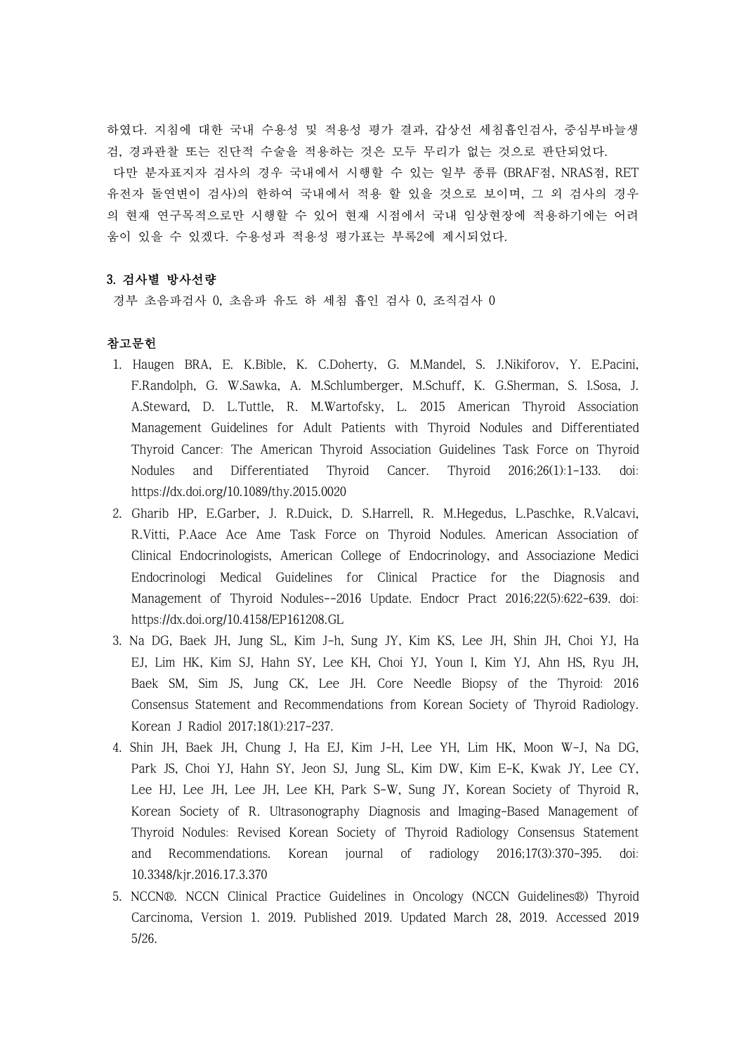하였다. 지침에 대한 국내 수용성 및 적용성 평가 결과, 갑상선 세침흡인검사, 중심부바늘생검, 경과관찰 또는 진단적 수술을 적용하는 것은 모두 무리가 없는 것으로 판단되었다.

다만 분자표지자 검사의 경우 국내에서 시행할 수 있는 일부 종류 (BRAF점, NRAS점, RET 유전자 돌연변이 검사)의 한하여 국내에서 적용 할 있을 것으로 보이며, 그 외 검사의 경우의 현재 연구목적으로만 시행할 수 있어 현재 시점에서 국내 임상현장에 적용하기에는 어려움이 있을 수 있겠다. 수용성과 적용성 평가표는 부록2에 제시되었다.

### 3. 검사별 방사선량

경부 초음파검사 0, 초음파 유도 하 세침 흡인 검사 0, 조직검사 0

### 참고문헌

1. Haugen BRA, E. K.Bible, K. C.Doherty, G. M.Mandel, S. J.Nikiforov, Y. E.Pacini, F.Randolph, G. W.Sawka, A. M.Schlumberger, M.Schuff, K. G.Sherman, S. I.Sosa, J. A.Steward, D. L.Tuttle, R. M.Wartofsky, L. 2015 American Thyroid Association Management Guidelines for Adult Patients with Thyroid Nodules and Differentiated Thyroid Cancer: The American Thyroid Association Guidelines Task Force on Thyroid Nodules and Differentiated Thyroid Cancer. Thyroid 2016;26(1):1-133. doi: https://dx.doi.org/10.1089/thy.2015.0020
2. Gharib HP, E.Garber, J. R.Duick, D. S.Harrell, R. M.Hegedus, L.Paschke, R.Valcavi, R.Vitti, P.Aace Ace Ame Task Force on Thyroid Nodules. American Association of Clinical Endocrinologists, American College of Endocrinology, and Associazione Medici Endocrinologi Medical Guidelines for Clinical Practice for the Diagnosis and Management of Thyroid Nodules--2016 Update. Endocr Pract 2016;22(5):622-639. doi: https://dx.doi.org/10.4158/EP161208.GL
3. Na DG, Baek JH, Jung SL, Kim J-h, Sung JY, Kim KS, Lee JH, Shin JH, Choi YJ, Ha EJ, Lim HK, Kim SJ, Hahn SY, Lee KH, Choi YJ, Youn I, Kim YJ, Ahn HS, Ryu JH, Baek SM, Sim JS, Jung CK, Lee JH. Core Needle Biopsy of the Thyroid: 2016 Consensus Statement and Recommendations from Korean Society of Thyroid Radiology. Korean J Radiol 2017;18(1):217-237.
4. Shin JH, Baek JH, Chung J, Ha EJ, Kim J-H, Lee YH, Lim HK, Moon W-J, Na DG, Park JS, Choi YJ, Hahn SY, Jeon SJ, Jung SL, Kim DW, Kim E-K, Kwak JY, Lee CY, Lee HJ, Lee JH, Lee JH, Lee KH, Park S-W, Sung JY, Korean Society of Thyroid R, Korean Society of R. Ultrasonography Diagnosis and Imaging-Based Management of Thyroid Nodules: Revised Korean Society of Thyroid Radiology Consensus Statement and Recommendations. Korean journal of radiology 2016;17(3):370-395. doi: 10.3348/kjr.2016.17.3.370
5. NCCN®. NCCN Clinical Practice Guidelines in Oncology (NCCN Guidelines®) Thyroid Carcinoma, Version 1. 2019. Published 2019. Updated March 28, 2019. Accessed 2019 5/26.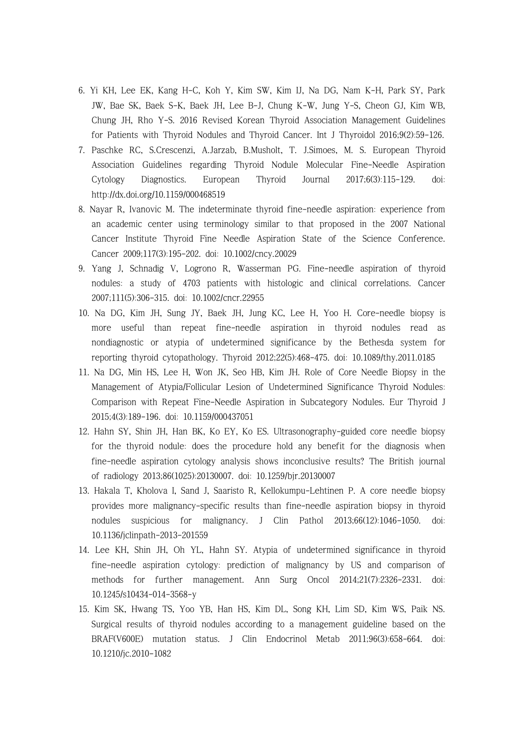6. Yi KH, Lee EK, Kang H-C, Koh Y, Kim SW, Kim IJ, Na DG, Nam K-H, Park SY, Park JW, Bae SK, Baek S-K, Baek JH, Lee B-J, Chung K-W, Jung Y-S, Cheon GJ, Kim WB, Chung JH, Rho Y-S. 2016 Revised Korean Thyroid Association Management Guidelines for Patients with Thyroid Nodules and Thyroid Cancer. Int J Thyroidol 2016;9(2):59-126.
7. Paschke RC, S.Crescenzi, A.Jarzab, B.Musholt, T. J.Simoes, M. S. European Thyroid Association Guidelines regarding Thyroid Nodule Molecular Fine-Needle Aspiration Cytology Diagnostics. European Thyroid Journal 2017;6(3):115-129. doi: http://dx.doi.org/10.1159/000468519
8. Nayar R, Ivanovic M. The indeterminate thyroid fine-needle aspiration: experience from an academic center using terminology similar to that proposed in the 2007 National Cancer Institute Thyroid Fine Needle Aspiration State of the Science Conference. Cancer 2009;117(3):195-202. doi: 10.1002/cncy.20029
9. Yang J, Schnadig V, Logrono R, Wasserman PG. Fine-needle aspiration of thyroid nodules: a study of 4703 patients with histologic and clinical correlations. Cancer 2007;111(5):306-315. doi: 10.1002/cncr.22955
10. Na DG, Kim JH, Sung JY, Baek JH, Jung KC, Lee H, Yoo H. Core-needle biopsy is more useful than repeat fine-needle aspiration in thyroid nodules read as nondiagnostic or atypia of undetermined significance by the Bethesda system for reporting thyroid cytopathology. Thyroid 2012;22(5):468-475. doi: 10.1089/thy.2011.0185
11. Na DG, Min HS, Lee H, Won JK, Seo HB, Kim JH. Role of Core Needle Biopsy in the Management of Atypia/Follicular Lesion of Undetermined Significance Thyroid Nodules: Comparison with Repeat Fine-Needle Aspiration in Subcategory Nodules. Eur Thyroid J 2015;4(3):189-196. doi: 10.1159/000437051
12. Hahn SY, Shin JH, Han BK, Ko EY, Ko ES. Ultrasonography-guided core needle biopsy for the thyroid nodule: does the procedure hold any benefit for the diagnosis when fine-needle aspiration cytology analysis shows inconclusive results? The British journal of radiology 2013;86(1025):20130007. doi: 10.1259/bjr.20130007
13. Hakala T, Kholova I, Sand J, Saaristo R, Kellokumpu-Lehtinen P. A core needle biopsy provides more malignancy-specific results than fine-needle aspiration biopsy in thyroid nodules suspicious for malignancy. J Clin Pathol 2013;66(12):1046-1050. doi: 10.1136/jclinpath-2013-201559
14. Lee KH, Shin JH, Oh YL, Hahn SY. Atypia of undetermined significance in thyroid fine-needle aspiration cytology: prediction of malignancy by US and comparison of methods for further management. Ann Surg Oncol 2014;21(7):2326-2331. doi: 10.1245/s10434-014-3568-y
15. Kim SK, Hwang TS, Yoo YB, Han HS, Kim DL, Song KH, Lim SD, Kim WS, Paik NS. Surgical results of thyroid nodules according to a management guideline based on the BRAF(V600E) mutation status. J Clin Endocrinol Metab 2011;96(3):658-664. doi: 10.1210/jc.2010-1082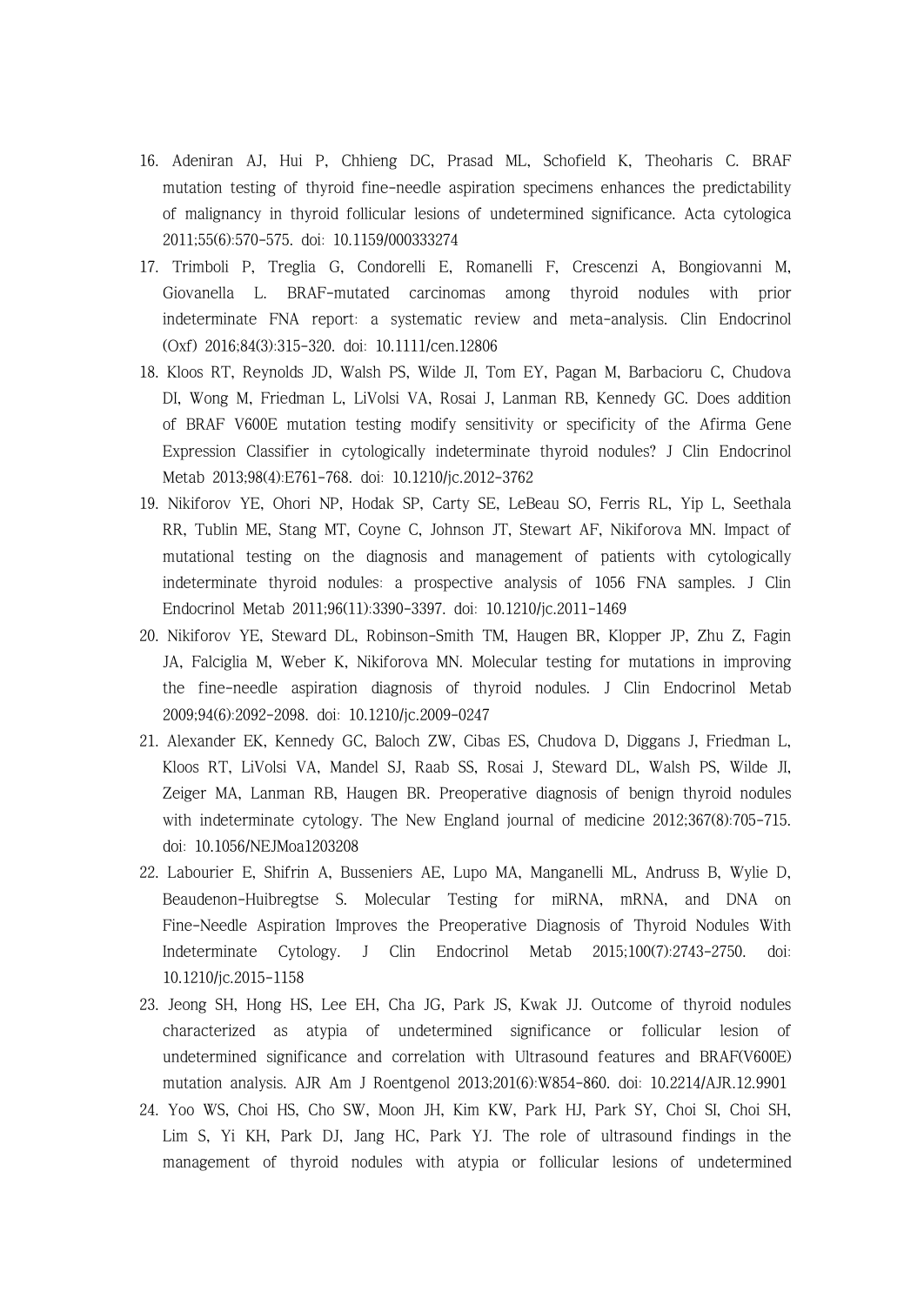16. Adeniran AJ, Hui P, Chhieng DC, Prasad ML, Schofield K, Theoharis C. BRAF mutation testing of thyroid fine-needle aspiration specimens enhances the predictability of malignancy in thyroid follicular lesions of undetermined significance. Acta cytologica 2011;55(6):570-575. doi: 10.1159/000333274
17. Trimboli P, Treglia G, Condorelli E, Romanelli F, Crescenzi A, Bongiovanni M, Giovanella L. BRAF-mutated carcinomas among thyroid nodules with prior indeterminate FNA report: a systematic review and meta-analysis. Clin Endocrinol (Oxf) 2016;84(3):315-320. doi: 10.1111/cen.12806
18. Kloos RT, Reynolds JD, Walsh PS, Wilde JI, Tom EY, Pagan M, Barbacioru C, Chudova DI, Wong M, Friedman L, LiVolsi VA, Rosai J, Lanman RB, Kennedy GC. Does addition of BRAF V600E mutation testing modify sensitivity or specificity of the Afirma Gene Expression Classifier in cytologically indeterminate thyroid nodules? J Clin Endocrinol Metab 2013;98(4):E761-768. doi: 10.1210/jc.2012-3762
19. Nikiforov YE, Ohori NP, Hodak SP, Carty SE, LeBeau SO, Ferris RL, Yip L, Seethala RR, Tublin ME, Stang MT, Coyne C, Johnson JT, Stewart AF, Nikiforova MN. Impact of mutational testing on the diagnosis and management of patients with cytologically indeterminate thyroid nodules: a prospective analysis of 1056 FNA samples. J Clin Endocrinol Metab 2011;96(11):3390-3397. doi: 10.1210/jc.2011-1469
20. Nikiforov YE, Steward DL, Robinson-Smith TM, Haugen BR, Klopper JP, Zhu Z, Fagin JA, Falciglia M, Weber K, Nikiforova MN. Molecular testing for mutations in improving the fine-needle aspiration diagnosis of thyroid nodules. J Clin Endocrinol Metab 2009;94(6):2092-2098. doi: 10.1210/jc.2009-0247
21. Alexander EK, Kennedy GC, Baloch ZW, Cibas ES, Chudova D, Diggans J, Friedman L, Kloos RT, LiVolsi VA, Mandel SJ, Raab SS, Rosai J, Steward DL, Walsh PS, Wilde JI, Zeiger MA, Lanman RB, Haugen BR. Preoperative diagnosis of benign thyroid nodules with indeterminate cytology. The New England journal of medicine 2012;367(8):705-715. doi: 10.1056/NEJMoa1203208
22. Labourier E, Shifrin A, Busseniers AE, Lupo MA, Manganelli ML, Andruss B, Wylie D, Beaudenon-Huibregtse S. Molecular Testing for miRNA, mRNA, and DNA on Fine-Needle Aspiration Improves the Preoperative Diagnosis of Thyroid Nodules With Indeterminate Cytology. J Clin Endocrinol Metab 2015;100(7):2743-2750. doi: 10.1210/jc.2015-1158
23. Jeong SH, Hong HS, Lee EH, Cha JG, Park JS, Kwak JJ. Outcome of thyroid nodules characterized as atypia of undetermined significance or follicular lesion of undetermined significance and correlation with Ultrasound features and BRAF(V600E) mutation analysis. AJR Am J Roentgenol 2013;201(6):W854-860. doi: 10.2214/AJR.12.9901
24. Yoo WS, Choi HS, Cho SW, Moon JH, Kim KW, Park HJ, Park SY, Choi SI, Choi SH, Lim S, Yi KH, Park DJ, Jang HC, Park YJ. The role of ultrasound findings in the management of thyroid nodules with atypia or follicular lesions of undetermined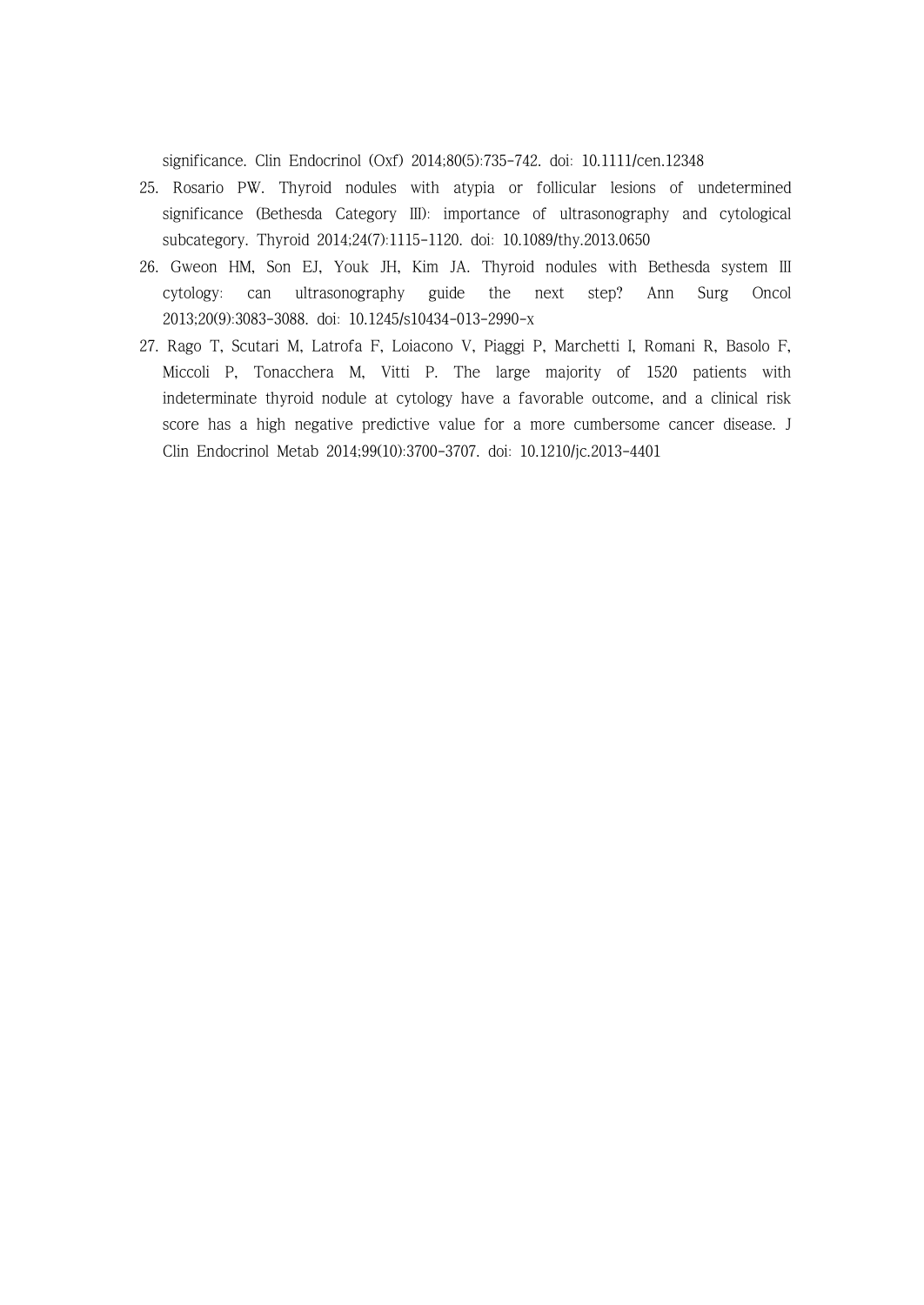significance. Clin Endocrinol (Oxf) 2014;80(5):735-742. doi: 10.1111/cen.12348

25. Rosario PW. Thyroid nodules with atypia or follicular lesions of undetermined significance (Bethesda Category III): importance of ultrasonography and cytological subcategory. Thyroid 2014;24(7):1115-1120. doi: 10.1089/thy.2013.0650
26. Gweon HM, Son EJ, Youk JH, Kim JA. Thyroid nodules with Bethesda system III cytology: can ultrasonography guide the next step? Ann Surg Oncol 2013;20(9):3083-3088. doi: 10.1245/s10434-013-2990-x
27. Rago T, Scutari M, Latrofa F, Loiacono V, Piaggi P, Marchetti I, Romani R, Basolo F, Miccoli P, Tonacchera M, Vitti P. The large majority of 1520 patients with indeterminate thyroid nodule at cytology have a favorable outcome, and a clinical risk score has a high negative predictive value for a more cumbersome cancer disease. J Clin Endocrinol Metab 2014;99(10):3700-3707. doi: 10.1210/jc.2013-4401